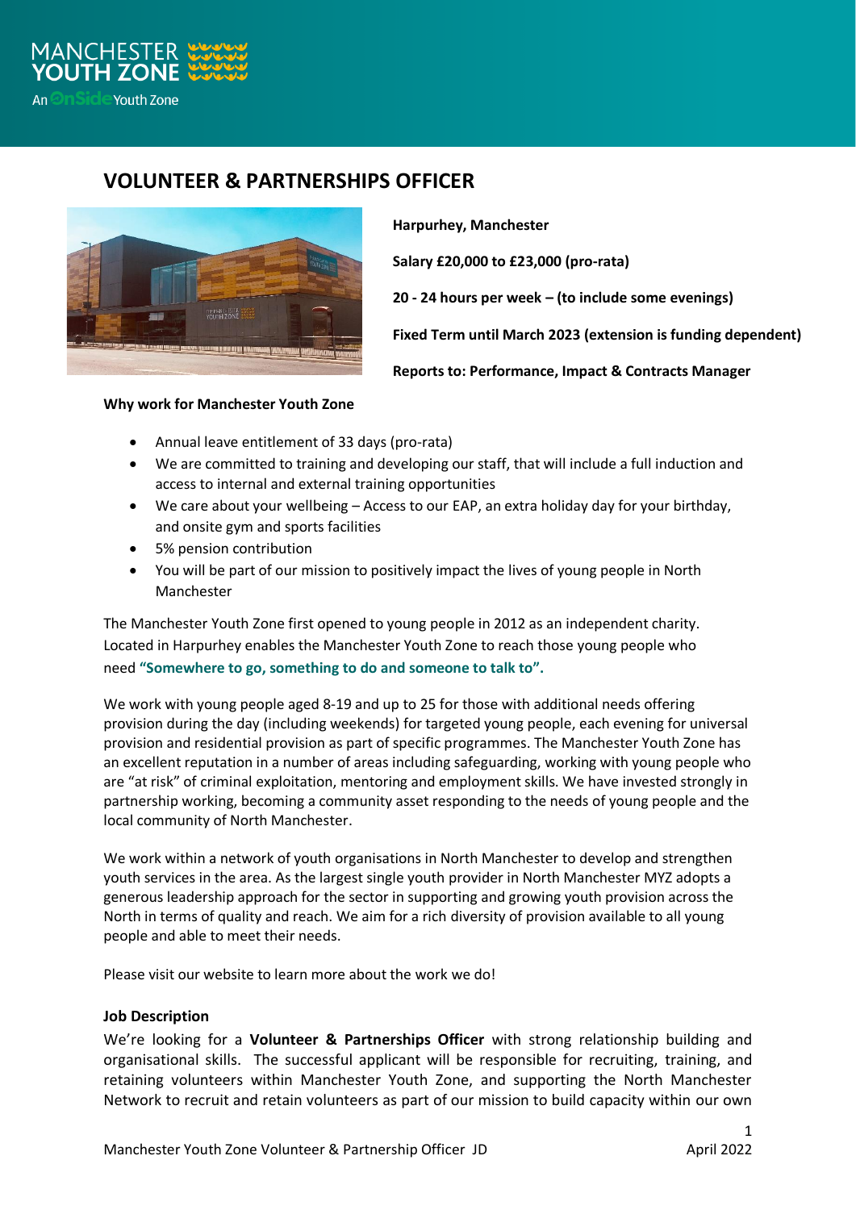# VOLUNTEER & PARTNERSHIPS OFFICER

**Harpurhey, Manchester**

**Salary £20,000 to £23,000 (pro-rata)**

**20 - 24 hours per week – (to include some evenings)**

**Fixed Term until March 2023 (extension is funding dependent)**

**Reports to: Performance, Impact & Contracts Manager**

**Why work for Manchester Youth Zone**

- Annual leave entitlement of 33 days (pro-rata)
- We are committed to training and developing our staff, that will include a full induction and access to internal and external training opportunities
- We care about your wellbeing – Access to our EAP, an extra holiday day for your birthday, and onsite gym and sports facilities
- 5% pension contribution
- You will be part of our mission to positively impact the lives of young people in North Manchester

The Manchester Youth Zone first opened to young people in 2012 as an independent charity. Located in Harpurhey enables the Manchester Youth Zone to reach those young people who need **"Somewhere to go, something to do and someone to talk to".**

We work with young people aged 8-19 and up to 25 for those with additional needs offering provision during the day (including weekends) for targeted young people, each evening for universal provision and residential provision as part of specific programmes. The Manchester Youth Zone has an excellent reputation in a number of areas including safeguarding, working with young people who are "at risk" of criminal exploitation, mentoring and employment skills. We have invested strongly in partnership working, becoming a community asset responding to the needs of young people and the local community of North Manchester.

We work within a network of youth organisations in North Manchester to develop and strengthen youth services in the area. As the largest single youth provider in North Manchester MYZ adopts a generous leadership approach for the sector in supporting and growing youth provision across the North in terms of quality and reach. We aim for a rich diversity of provision available to all young people and able to meet their needs.

Please visit our website to learn more about the work we do!

**Job Description**

We're looking for a **Volunteer & Partnerships Officer** with strong relationship building and organisational skills. The successful applicant will be responsible for recruiting, training, and retaining volunteers within Manchester Youth Zone, and supporting the North Manchester Network to recruit and retain volunteers as part of our mission to build capacity within our own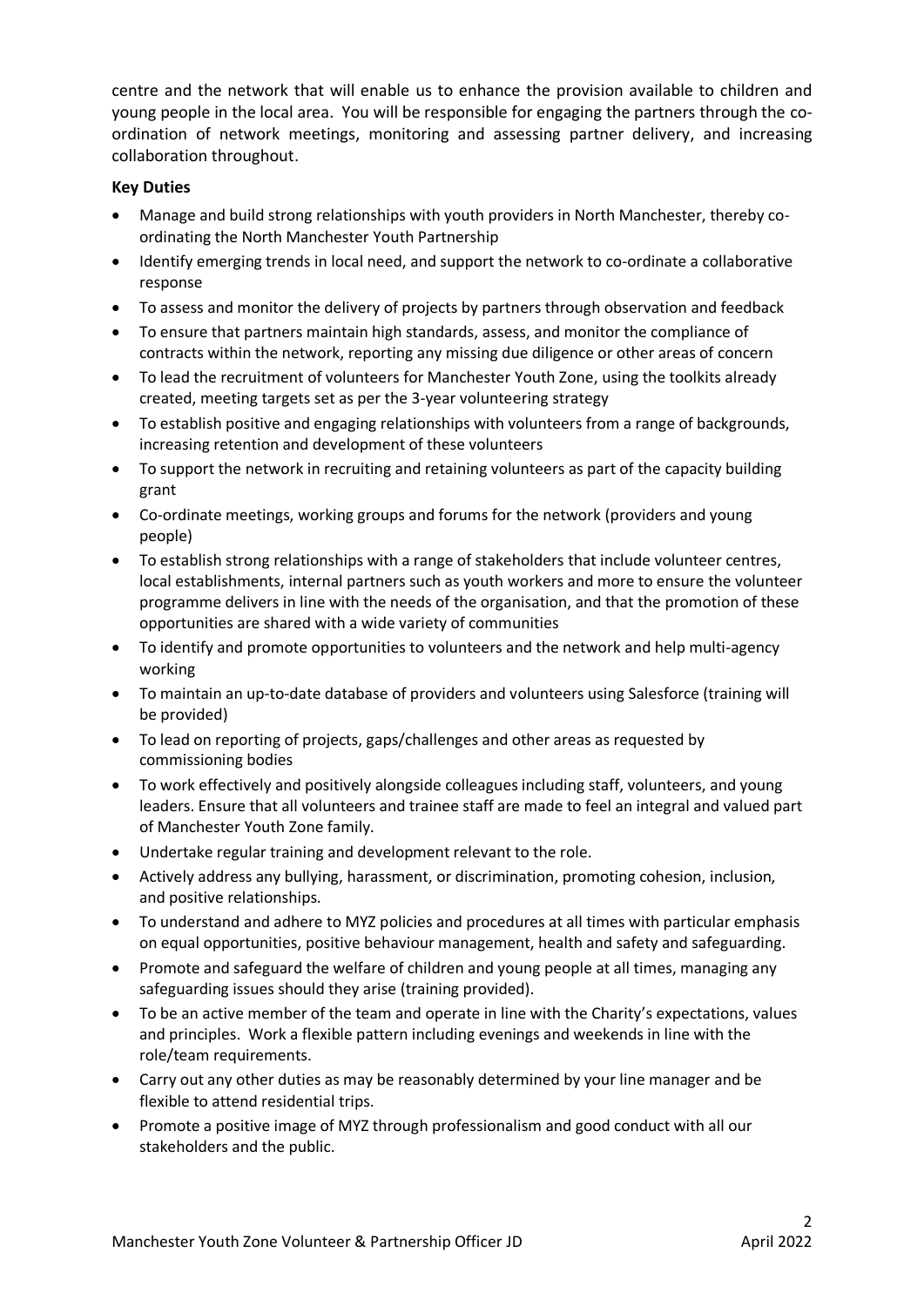centre and the network that will enable us to enhance the provision available to children and young people in the local area. You will be responsible for engaging the partners through the co-ordination of network meetings, monitoring and assessing partner delivery, and increasing collaboration throughout.

**Key Duties**

- Manage and build strong relationships with youth providers in North Manchester, thereby co-ordinating the North Manchester Youth Partnership
- Identify emerging trends in local need, and support the network to co-ordinate a collaborative response
- To assess and monitor the delivery of projects by partners through observation and feedback
- To ensure that partners maintain high standards, assess, and monitor the compliance of contracts within the network, reporting any missing due diligence or other areas of concern
- To lead the recruitment of volunteers for Manchester Youth Zone, using the toolkits already created, meeting targets set as per the 3-year volunteering strategy
- To establish positive and engaging relationships with volunteers from a range of backgrounds, increasing retention and development of these volunteers
- To support the network in recruiting and retaining volunteers as part of the capacity building grant
- Co-ordinate meetings, working groups and forums for the network (providers and young people)
- To establish strong relationships with a range of stakeholders that include volunteer centres, local establishments, internal partners such as youth workers and more to ensure the volunteer programme delivers in line with the needs of the organisation, and that the promotion of these opportunities are shared with a wide variety of communities
- To identify and promote opportunities to volunteers and the network and help multi-agency working
- To maintain an up-to-date database of providers and volunteers using Salesforce (training will be provided)
- To lead on reporting of projects, gaps/challenges and other areas as requested by commissioning bodies
- To work effectively and positively alongside colleagues including staff, volunteers, and young leaders. Ensure that all volunteers and trainee staff are made to feel an integral and valued part of Manchester Youth Zone family.
- Undertake regular training and development relevant to the role.
- Actively address any bullying, harassment, or discrimination, promoting cohesion, inclusion, and positive relationships.
- To understand and adhere to MYZ policies and procedures at all times with particular emphasis on equal opportunities, positive behaviour management, health and safety and safeguarding.
- Promote and safeguard the welfare of children and young people at all times, managing any safeguarding issues should they arise (training provided).
- To be an active member of the team and operate in line with the Charity's expectations, values and principles. Work a flexible pattern including evenings and weekends in line with the role/team requirements.
- Carry out any other duties as may be reasonably determined by your line manager and be flexible to attend residential trips.
- Promote a positive image of MYZ through professionalism and good conduct with all our stakeholders and the public.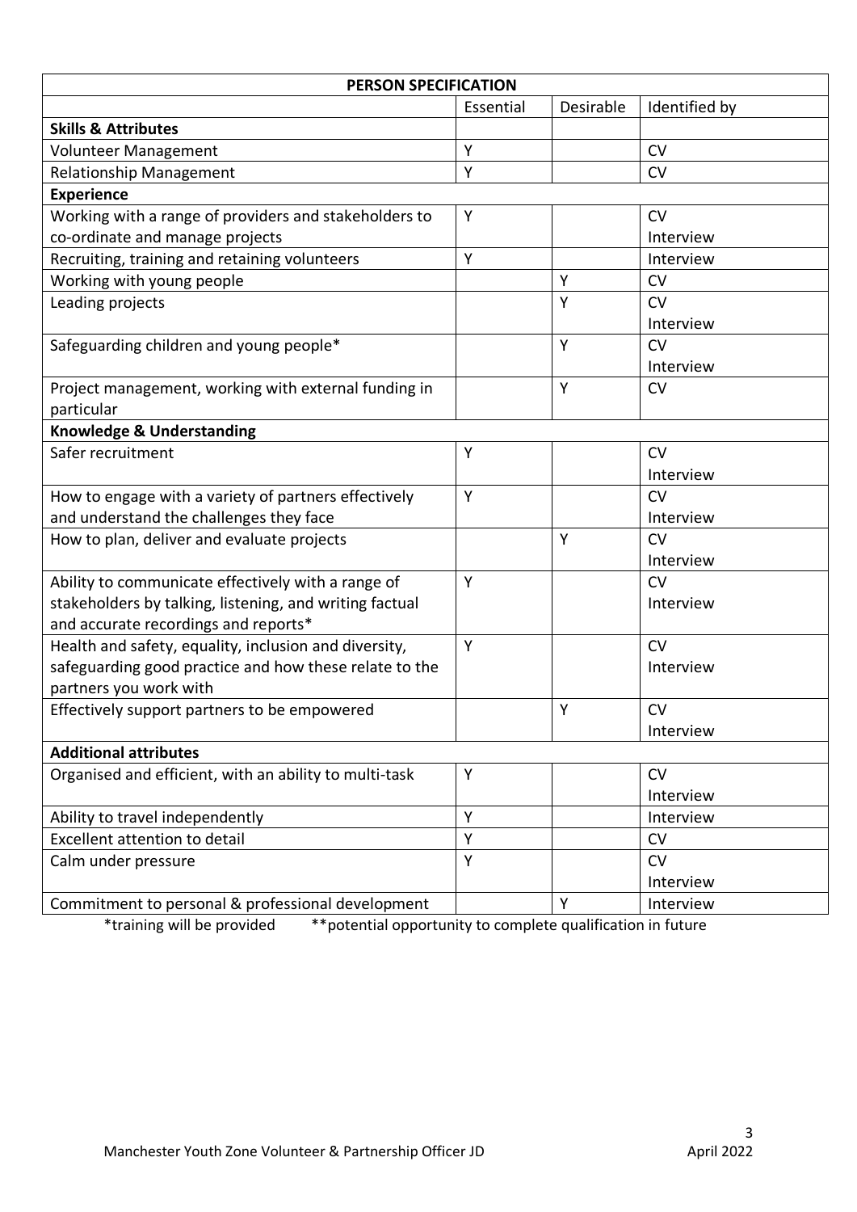| PERSON SPECIFICATION | | | |
|---|---|---|---|
| | Essential | Desirable | Identified by |
| **Skills & Attributes** | | | |
| Volunteer Management | Y | | CV |
| Relationship Management | Y | | CV |
| **Experience** | | | |
| Working with a range of providers and stakeholders to co-ordinate and manage projects | Y | | CV<br>Interview |
| Recruiting, training and retaining volunteers | Y | | Interview |
| Working with young people | | Y | CV |
| Leading projects | | Y | CV<br>Interview |
| Safeguarding children and young people* | | Y | CV<br>Interview |
| Project management, working with external funding in particular | | Y | CV |
| **Knowledge & Understanding** | | | |
| Safer recruitment | Y | | CV<br>Interview |
| How to engage with a variety of partners effectively and understand the challenges they face | Y | | CV<br>Interview |
| How to plan, deliver and evaluate projects | | Y | CV<br>Interview |
| Ability to communicate effectively with a range of stakeholders by talking, listening, and writing factual and accurate recordings and reports* | Y | | CV<br>Interview |
| Health and safety, equality, inclusion and diversity, safeguarding good practice and how these relate to the partners you work with | Y | | CV<br>Interview |
| Effectively support partners to be empowered | | Y | CV<br>Interview |
| **Additional attributes** | | | |
| Organised and efficient, with an ability to multi-task | Y | | CV<br>Interview |
| Ability to travel independently | Y | | Interview |
| Excellent attention to detail | Y | | CV |
| Calm under pressure | Y | | CV<br>Interview |
| Commitment to personal & professional development | | Y | Interview |

*training will be provided  **potential opportunity to complete qualification in future